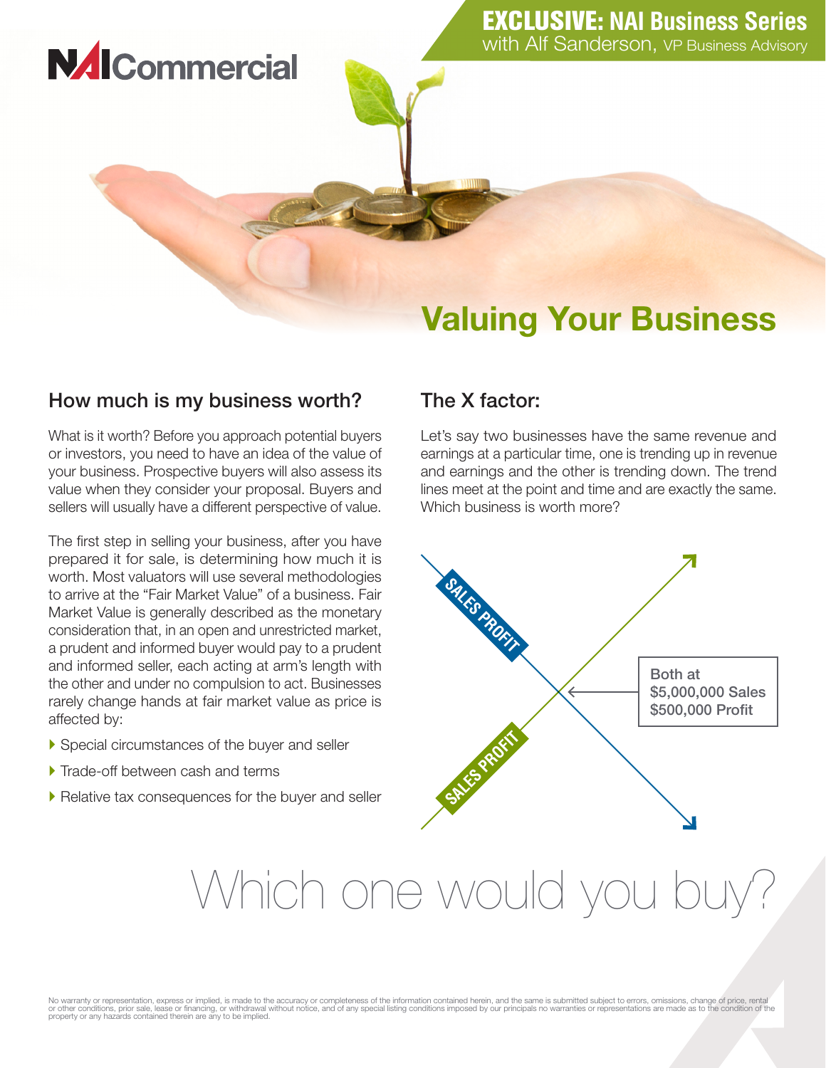NAI Commercial

**EXCLUSIVE: NAI Business Series**
with Alf Sanderson, VP Business Advisory

# Valuing Your Business

## How much is my business worth?

What is it worth? Before you approach potential buyers or investors, you need to have an idea of the value of your business. Prospective buyers will also assess its value when they consider your proposal. Buyers and sellers will usually have a different perspective of value.

The first step in selling your business, after you have prepared it for sale, is determining how much it is worth. Most valuators will use several methodologies to arrive at the "Fair Market Value" of a business. Fair Market Value is generally described as the monetary consideration that, in an open and unrestricted market, a prudent and informed buyer would pay to a prudent and informed seller, each acting at arm's length with the other and under no compulsion to act. Businesses rarely change hands at fair market value as price is affected by:

- Special circumstances of the buyer and seller
- Trade-off between cash and terms
- Relative tax consequences for the buyer and seller

## The X factor:

Let's say two businesses have the same revenue and earnings at a particular time, one is trending up in revenue and earnings and the other is trending down. The trend lines meet at the point and time and are exactly the same. Which business is worth more?

SALES PROFIT

SALES PROFIT

Both at
$5,000,000 Sales
$500,000 Profit

Which one would you buy?

No warranty or representation, express or implied, is made to the accuracy or completeness of the information contained herein, and the same is submitted subject to errors, omissions, change of price, rental or other conditions, prior sale, lease or financing, or withdrawal without notice, and of any special listing conditions imposed by our principals no warranties or representations are made as to the condition of the property or any hazards contained therein are any to be implied.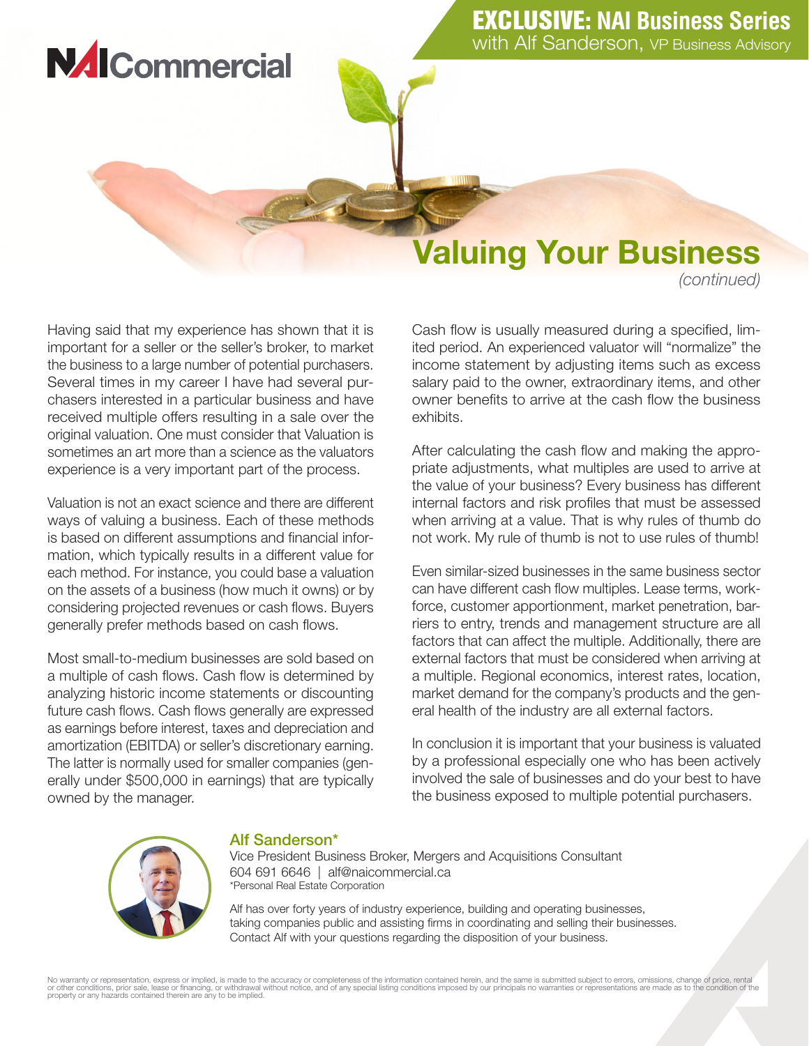NAI Commercial

**EXCLUSIVE: NAI Business Series**
with Alf Sanderson, VP Business Advisory

# Valuing Your Business

*(continued)*

Having said that my experience has shown that it is important for a seller or the seller's broker, to market the business to a large number of potential purchasers. Several times in my career I have had several purchasers interested in a particular business and have received multiple offers resulting in a sale over the original valuation. One must consider that Valuation is sometimes an art more than a science as the valuators experience is a very important part of the process.

Valuation is not an exact science and there are different ways of valuing a business. Each of these methods is based on different assumptions and financial information, which typically results in a different value for each method. For instance, you could base a valuation on the assets of a business (how much it owns) or by considering projected revenues or cash flows. Buyers generally prefer methods based on cash flows.

Most small-to-medium businesses are sold based on a multiple of cash flows. Cash flow is determined by analyzing historic income statements or discounting future cash flows. Cash flows generally are expressed as earnings before interest, taxes and depreciation and amortization (EBITDA) or seller's discretionary earning. The latter is normally used for smaller companies (generally under $500,000 in earnings) that are typically owned by the manager.

Cash flow is usually measured during a specified, limited period. An experienced valuator will "normalize" the income statement by adjusting items such as excess salary paid to the owner, extraordinary items, and other owner benefits to arrive at the cash flow the business exhibits.

After calculating the cash flow and making the appropriate adjustments, what multiples are used to arrive at the value of your business? Every business has different internal factors and risk profiles that must be assessed when arriving at a value. That is why rules of thumb do not work. My rule of thumb is not to use rules of thumb!

Even similar-sized businesses in the same business sector can have different cash flow multiples. Lease terms, workforce, customer apportionment, market penetration, barriers to entry, trends and management structure are all factors that can affect the multiple. Additionally, there are external factors that must be considered when arriving at a multiple. Regional economics, interest rates, location, market demand for the company's products and the general health of the industry are all external factors.

In conclusion it is important that your business is valued by a professional especially one who has been actively involved the sale of businesses and do your best to have the business exposed to multiple potential purchasers.

**Alf Sanderson***
Vice President Business Broker, Mergers and Acquisitions Consultant
604 691 6646 | alf@naicommercial.ca
*Personal Real Estate Corporation

Alf has over forty years of industry experience, building and operating businesses, taking companies public and assisting firms in coordinating and selling their businesses. Contact Alf with your questions regarding the disposition of your business.

No warranty or representation, express or implied, is made to the accuracy or completeness of the information contained herein, and the same is submitted subject to errors, omissions, change of price, rental or other conditions, prior sale, lease or financing, or withdrawal without notice, and of any special listing conditions imposed by our principals no warranties or representations are made as to the condition of the property or any hazards contained therein are any to be implied.